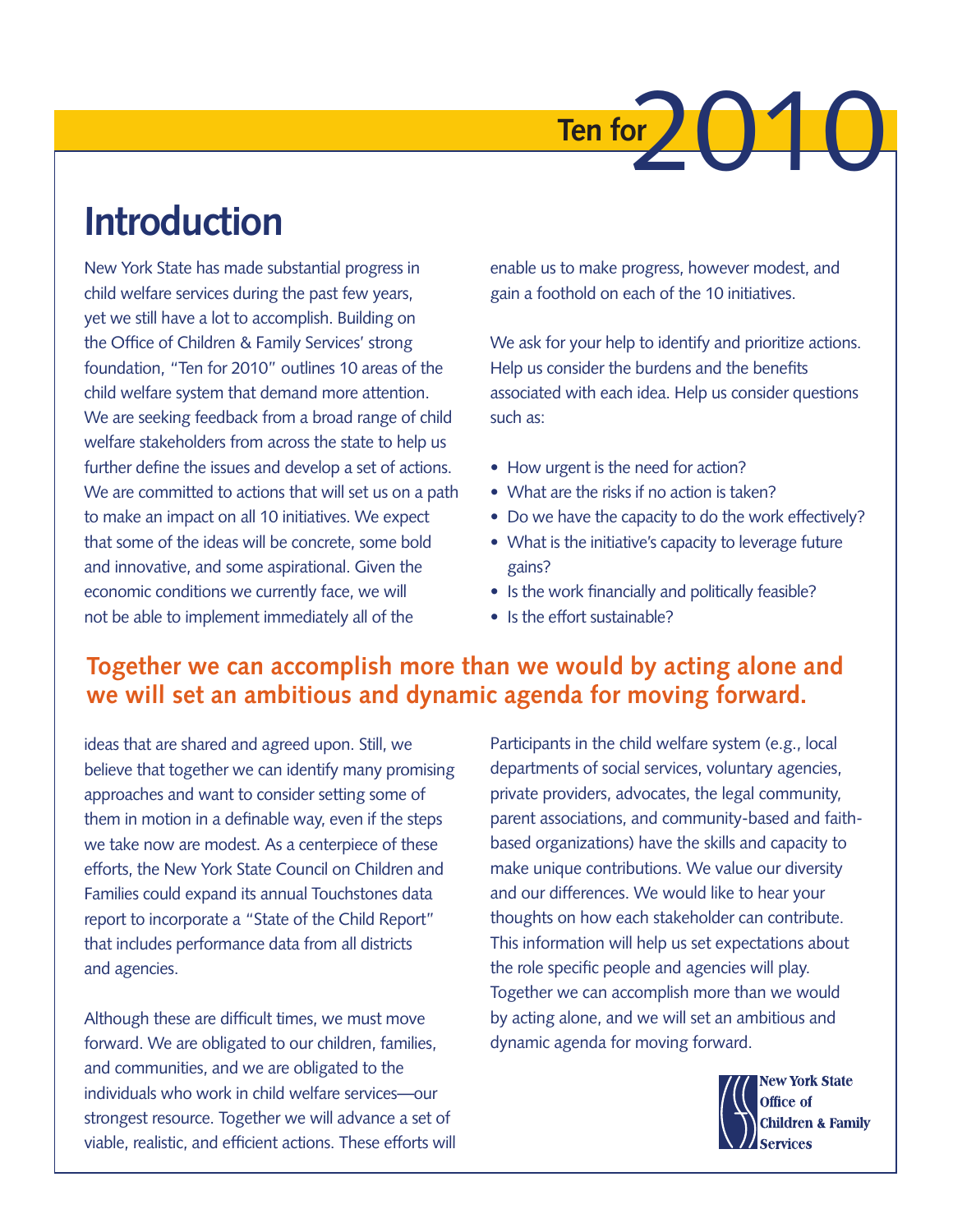# Ten for 2010

## Introduction

New York State has made substantial progress in child welfare services during the past few years, yet we still have a lot to accomplish. Building on the Office of Children & Family Services' strong foundation, "Ten for 2010" outlines 10 areas of the child welfare system that demand more attention. We are seeking feedback from a broad range of child welfare stakeholders from across the state to help us further define the issues and develop a set of actions. We are committed to actions that will set us on a path to make an impact on all 10 initiatives. We expect that some of the ideas will be concrete, some bold and innovative, and some aspirational. Given the economic conditions we currently face, we will not be able to implement immediately all of the ideas that are shared and agreed upon. Still, we believe that together we can identify many promising approaches and want to consider setting some of them in motion in a definable way, even if the steps we take now are modest. As a centerpiece of these efforts, the New York State Council on Children and Families could expand its annual Touchstones data report to incorporate a "State of the Child Report" that includes performance data from all districts and agencies.

Although these are difficult times, we must move forward. We are obligated to our children, families, and communities, and we are obligated to the individuals who work in child welfare services—our strongest resource. Together we will advance a set of viable, realistic, and efficient actions. These efforts will enable us to make progress, however modest, and gain a foothold on each of the 10 initiatives.

We ask for your help to identify and prioritize actions. Help us consider the burdens and the benefits associated with each idea. Help us consider questions such as:

- How urgent is the need for action?
- What are the risks if no action is taken?
- Do we have the capacity to do the work effectively?
- What is the initiative's capacity to leverage future gains?
- Is the work financially and politically feasible?
- Is the effort sustainable?

**Together we can accomplish more than we would by acting alone and we will set an ambitious and dynamic agenda for moving forward.**

Participants in the child welfare system (e.g., local departments of social services, voluntary agencies, private providers, advocates, the legal community, parent associations, and community-based and faith-based organizations) have the skills and capacity to make unique contributions. We value our diversity and our differences. We would like to hear your thoughts on how each stakeholder can contribute. This information will help us set expectations about the role specific people and agencies will play. Together we can accomplish more than we would by acting alone, and we will set an ambitious and dynamic agenda for moving forward.

New York State Office of Children & Family Services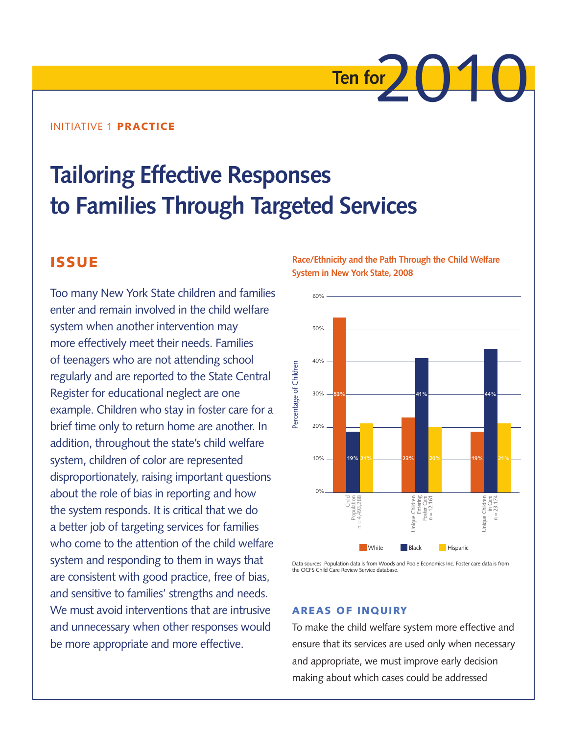Ten for 2010

INITIATIVE 1 **PRACTICE**

# Tailoring Effective Responses to Families Through Targeted Services

## ISSUE

Too many New York State children and families enter and remain involved in the child welfare system when another intervention may more effectively meet their needs. Families of teenagers who are not attending school regularly and are reported to the State Central Register for educational neglect are one example. Children who stay in foster care for a brief time only to return home are another. In addition, throughout the state's child welfare system, children of color are represented disproportionately, raising important questions about the role of bias in reporting and how the system responds. It is critical that we do a better job of targeting services for families who come to the attention of the child welfare system and responding to them in ways that are consistent with good practice, free of bias, and sensitive to families' strengths and needs. We must avoid interventions that are intrusive and unnecessary when other responses would be more appropriate and more effective.

**Race/Ethnicity and the Path Through the Child Welfare System in New York State, 2008**

Percentage of Children

60%
50%
40%
30%
20%
10%
0%

Child Population n = 4,493,288: 53%, 19%, 21%

Unique Children Entering Foster Care n = 12,161: 23%, 41%, 20%

Unique Children in Care n = 23,174: 19%, 44%, 21%

White, Black, Hispanic

Data sources: Population data is from Woods and Poole Economics Inc. Foster care data is from the OCFS Child Care Review Service database.

## AREAS OF INQUIRY

To make the child welfare system more effective and ensure that its services are used only when necessary and appropriate, we must improve early decision making about which cases could be addressed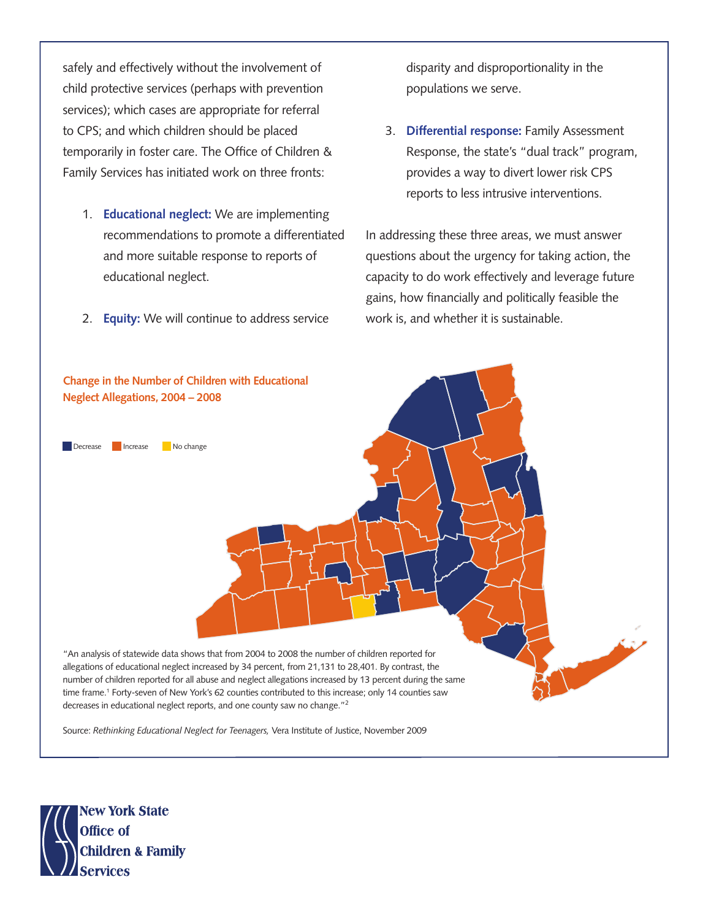safely and effectively without the involvement of child protective services (perhaps with prevention services); which cases are appropriate for referral to CPS; and which children should be placed temporarily in foster care. The Office of Children & Family Services has initiated work on three fronts:

1. **Educational neglect:** We are implementing recommendations to promote a differentiated and more suitable response to reports of educational neglect.

2. **Equity:** We will continue to address service disparity and disproportionality in the populations we serve.

3. **Differential response:** Family Assessment Response, the state's "dual track" program, provides a way to divert lower risk CPS reports to less intrusive interventions.

In addressing these three areas, we must answer questions about the urgency for taking action, the capacity to do work effectively and leverage future gains, how financially and politically feasible the work is, and whether it is sustainable.

**Change in the Number of Children with Educational Neglect Allegations, 2004 – 2008**

Decrease
Increase
No change

"An analysis of statewide data shows that from 2004 to 2008 the number of children reported for allegations of educational neglect increased by 34 percent, from 21,131 to 28,401. By contrast, the number of children reported for all abuse and neglect allegations increased by 13 percent during the same time frame.[1] Forty-seven of New York's 62 counties contributed to this increase; only 14 counties saw decreases in educational neglect reports, and one county saw no change."[2]

Source: *Rethinking Educational Neglect for Teenagers,* Vera Institute of Justice, November 2009

New York State Office of Children & Family Services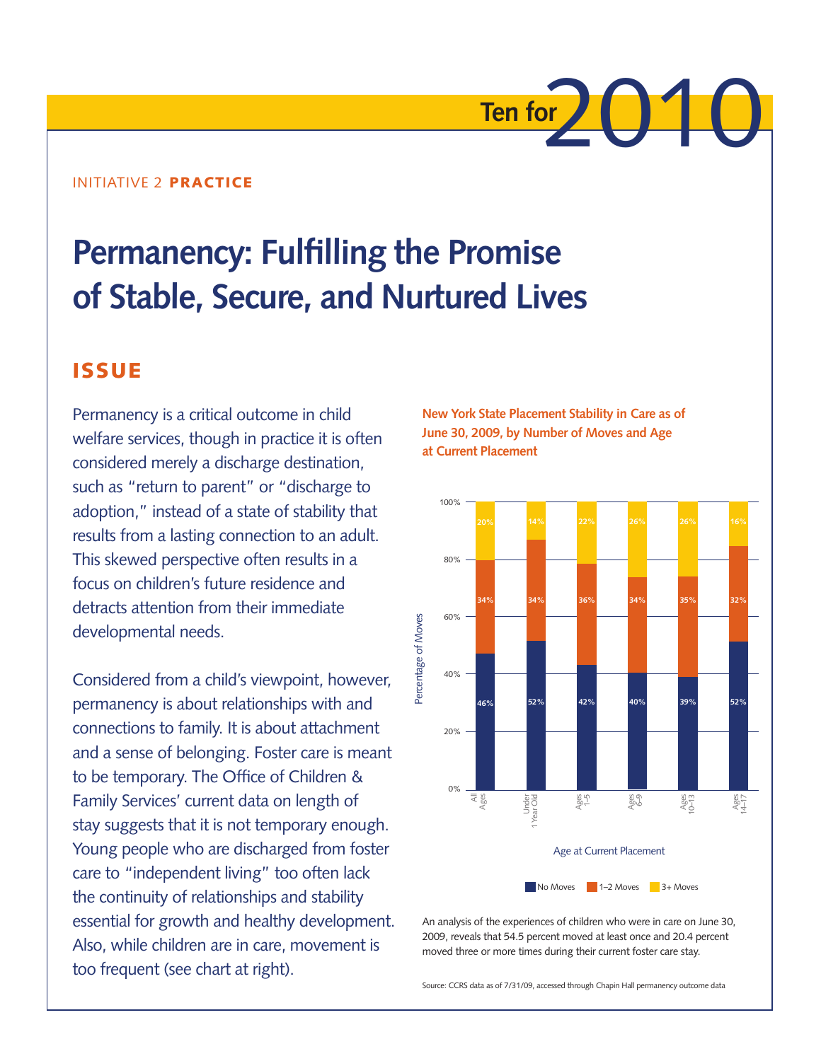Ten for 2010

INITIATIVE 2 **PRACTICE**

# Permanency: Fulfilling the Promise of Stable, Secure, and Nurtured Lives

## ISSUE

Permanency is a critical outcome in child welfare services, though in practice it is often considered merely a discharge destination, such as "return to parent" or "discharge to adoption," instead of a state of stability that results from a lasting connection to an adult. This skewed perspective often results in a focus on children's future residence and detracts attention from their immediate developmental needs.

Considered from a child's viewpoint, however, permanency is about relationships with and connections to family. It is about attachment and a sense of belonging. Foster care is meant to be temporary. The Office of Children & Family Services' current data on length of stay suggests that it is not temporary enough. Young people who are discharged from foster care to "independent living" too often lack the continuity of relationships and stability essential for growth and healthy development. Also, while children are in care, movement is too frequent (see chart at right).

**New York State Placement Stability in Care as of June 30, 2009, by Number of Moves and Age at Current Placement**

Percentage of Moves

100%
80%
60%
40%
20%
0%

All Ages: 46%, 34%, 20%
Under 1 Year Old: 52%, 34%, 14%
Ages 1–5: 42%, 36%, 22%
Ages 6–9: 40%, 34%, 26%
Ages 10–13: 39%, 35%, 26%
Ages 14–17: 52%, 32%, 16%

Age at Current Placement

No Moves
1–2 Moves
3+ Moves

An analysis of the experiences of children who were in care on June 30, 2009, reveals that 54.5 percent moved at least once and 20.4 percent moved three or more times during their current foster care stay.

Source: CCRS data as of 7/31/09, accessed through Chapin Hall permanency outcome data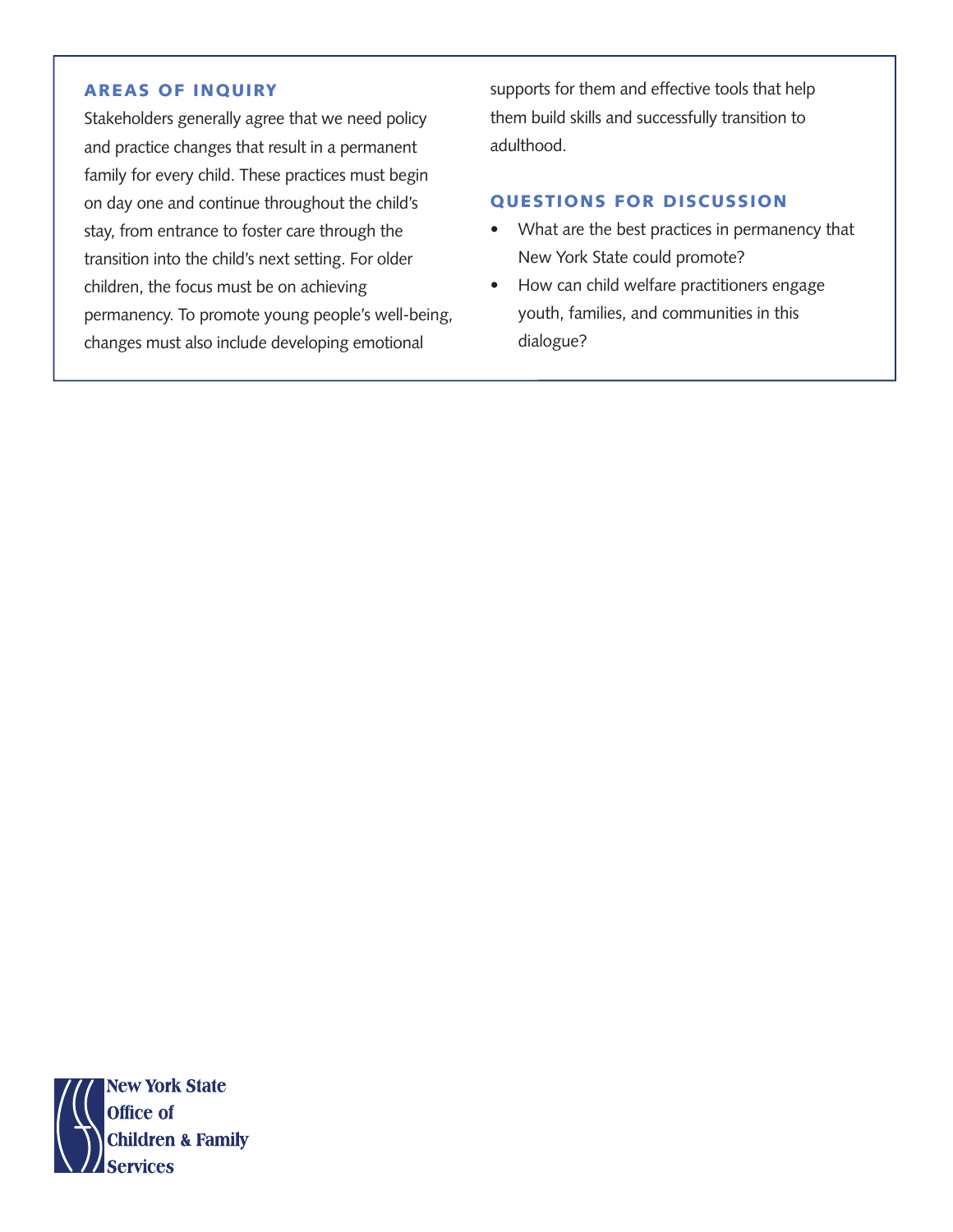## AREAS OF INQUIRY

Stakeholders generally agree that we need policy and practice changes that result in a permanent family for every child. These practices must begin on day one and continue throughout the child's stay, from entrance to foster care through the transition into the child's next setting. For older children, the focus must be on achieving permanency. To promote young people's well-being, changes must also include developing emotional supports for them and effective tools that help them build skills and successfully transition to adulthood.

## QUESTIONS FOR DISCUSSION

- What are the best practices in permanency that New York State could promote?
- How can child welfare practitioners engage youth, families, and communities in this dialogue?

New York State Office of Children & Family Services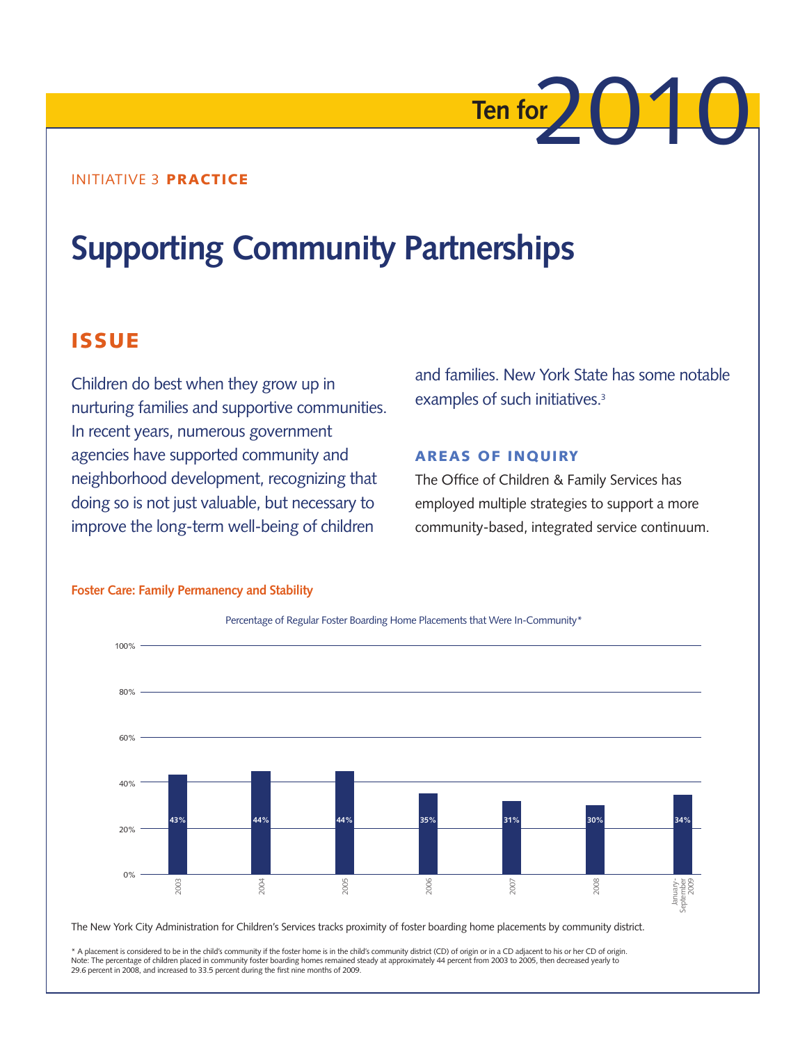Ten for 2010

INITIATIVE 3 **PRACTICE**

# Supporting Community Partnerships

## ISSUE

Children do best when they grow up in nurturing families and supportive communities. In recent years, numerous government agencies have supported community and neighborhood development, recognizing that doing so is not just valuable, but necessary to improve the long-term well-being of children and families. New York State has some notable examples of such initiatives.[3]

### AREAS OF INQUIRY

The Office of Children & Family Services has employed multiple strategies to support a more community-based, integrated service continuum.

**Foster Care: Family Permanency and Stability**

Percentage of Regular Foster Boarding Home Placements that Were In-Community*

100%
80%
60%
40%
20%
0%

43%
44%
44%
35%
31%
30%
34%

2003
2004
2005
2006
2007
2008
January-September 2009

The New York City Administration for Children's Services tracks proximity of foster boarding home placements by community district.

\* A placement is considered to be in the child's community if the foster home is in the child's community district (CD) of origin or in a CD adjacent to his or her CD of origin.
Note: The percentage of children placed in community foster boarding homes remained steady at approximately 44 percent from 2003 to 2005, then decreased yearly to 29.6 percent in 2008, and increased to 33.5 percent during the first nine months of 2009.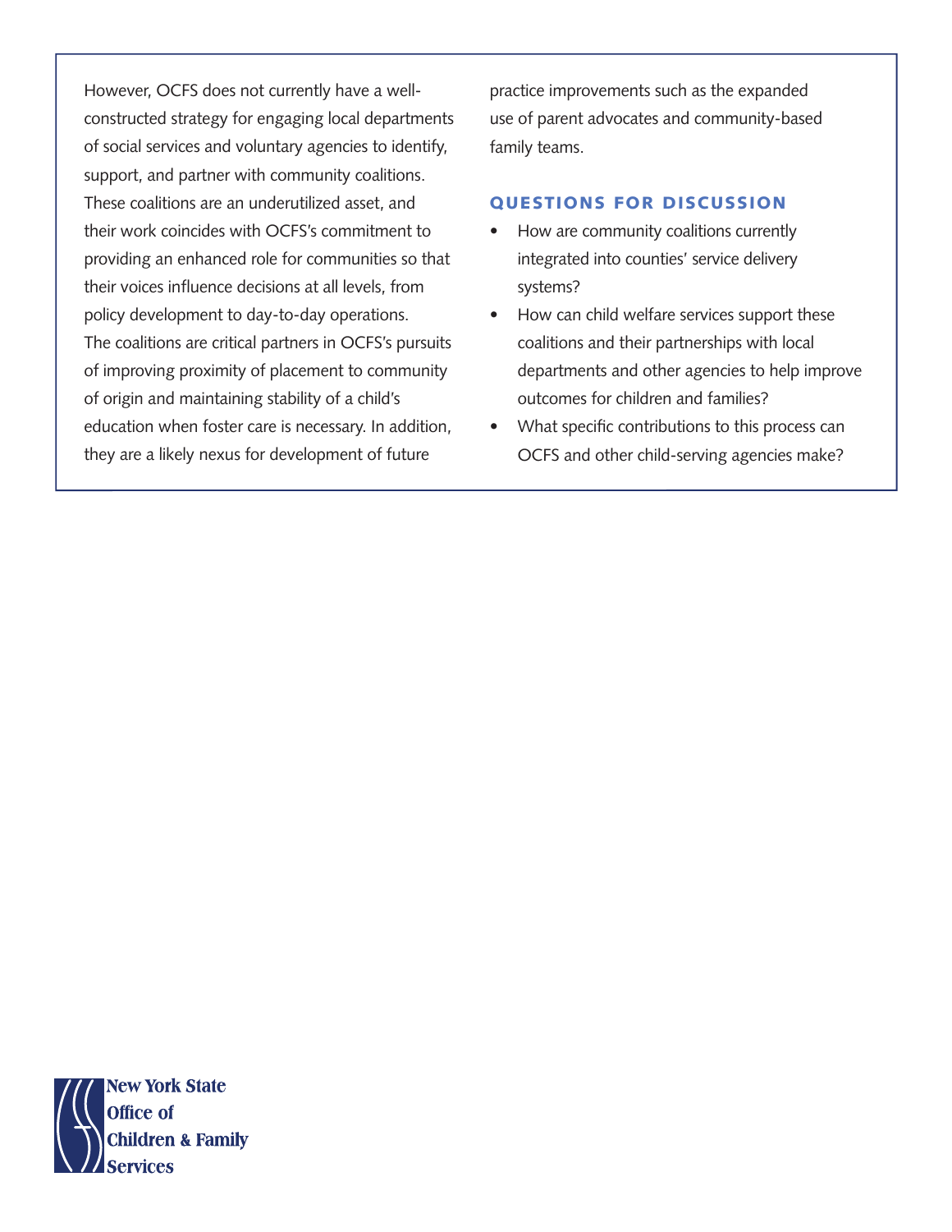However, OCFS does not currently have a well-constructed strategy for engaging local departments of social services and voluntary agencies to identify, support, and partner with community coalitions. These coalitions are an underutilized asset, and their work coincides with OCFS's commitment to providing an enhanced role for communities so that their voices influence decisions at all levels, from policy development to day-to-day operations. The coalitions are critical partners in OCFS's pursuits of improving proximity of placement to community of origin and maintaining stability of a child's education when foster care is necessary. In addition, they are a likely nexus for development of future practice improvements such as the expanded use of parent advocates and community-based family teams.

### QUESTIONS FOR DISCUSSION

- How are community coalitions currently integrated into counties' service delivery systems?
- How can child welfare services support these coalitions and their partnerships with local departments and other agencies to help improve outcomes for children and families?
- What specific contributions to this process can OCFS and other child-serving agencies make?

New York State Office of Children & Family Services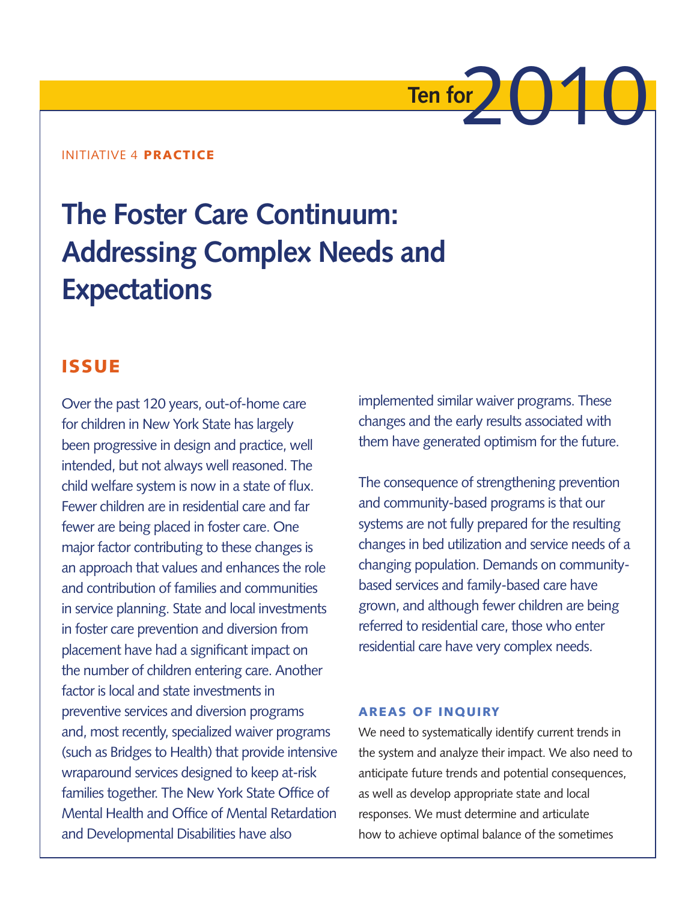INITIATIVE 4 **PRACTICE**

# The Foster Care Continuum: Addressing Complex Needs and Expectations

## ISSUE

Over the past 120 years, out-of-home care for children in New York State has largely been progressive in design and practice, well intended, but not always well reasoned. The child welfare system is now in a state of flux. Fewer children are in residential care and far fewer are being placed in foster care. One major factor contributing to these changes is an approach that values and enhances the role and contribution of families and communities in service planning. State and local investments in foster care prevention and diversion from placement have had a significant impact on the number of children entering care. Another factor is local and state investments in preventive services and diversion programs and, most recently, specialized waiver programs (such as Bridges to Health) that provide intensive wraparound services designed to keep at-risk families together. The New York State Office of Mental Health and Office of Mental Retardation and Developmental Disabilities have also implemented similar waiver programs. These changes and the early results associated with them have generated optimism for the future.

The consequence of strengthening prevention and community-based programs is that our systems are not fully prepared for the resulting changes in bed utilization and service needs of a changing population. Demands on community-based services and family-based care have grown, and although fewer children are being referred to residential care, those who enter residential care have very complex needs.

### AREAS OF INQUIRY

We need to systematically identify current trends in the system and analyze their impact. We also need to anticipate future trends and potential consequences, as well as develop appropriate state and local responses. We must determine and articulate how to achieve optimal balance of the sometimes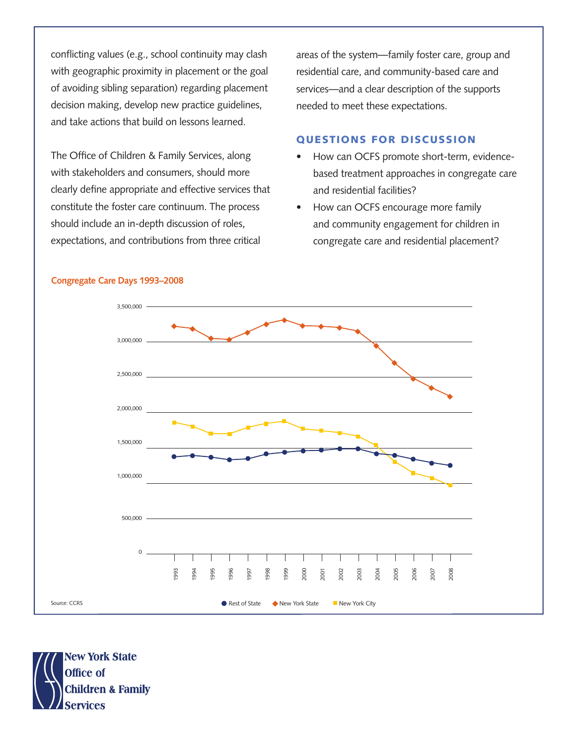conflicting values (e.g., school continuity may clash with geographic proximity in placement or the goal of avoiding sibling separation) regarding placement decision making, develop new practice guidelines, and take actions that build on lessons learned.

The Office of Children & Family Services, along with stakeholders and consumers, should more clearly define appropriate and effective services that constitute the foster care continuum. The process should include an in-depth discussion of roles, expectations, and contributions from three critical areas of the system—family foster care, group and residential care, and community-based care and services—and a clear description of the supports needed to meet these expectations.

## QUESTIONS FOR DISCUSSION

- How can OCFS promote short-term, evidence-based treatment approaches in congregate care and residential facilities?
- How can OCFS encourage more family and community engagement for children in congregate care and residential placement?

**Congregate Care Days 1993–2008**

3,500,000
3,000,000
2,500,000
2,000,000
1,500,000
1,000,000
500,000
0

1993 1994 1995 1996 1997 1998 1999 2000 2001 2002 2003 2004 2005 2006 2007 2008

Source: CCRS

Rest of State   New York State   New York City

**New York State Office of Children & Family Services**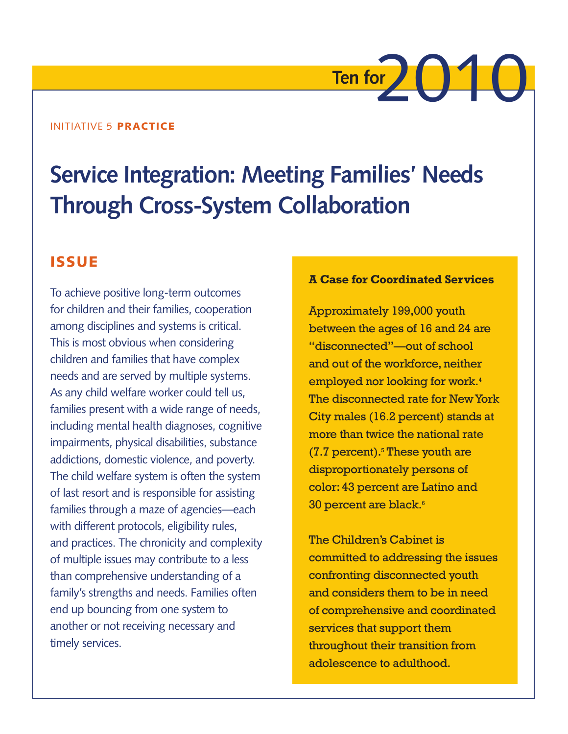Ten for 2010

INITIATIVE 5 **PRACTICE**

# Service Integration: Meeting Families' Needs Through Cross-System Collaboration

## ISSUE

To achieve positive long-term outcomes for children and their families, cooperation among disciplines and systems is critical. This is most obvious when considering children and families that have complex needs and are served by multiple systems. As any child welfare worker could tell us, families present with a wide range of needs, including mental health diagnoses, cognitive impairments, physical disabilities, substance addictions, domestic violence, and poverty. The child welfare system is often the system of last resort and is responsible for assisting families through a maze of agencies—each with different protocols, eligibility rules, and practices. The chronicity and complexity of multiple issues may contribute to a less than comprehensive understanding of a family's strengths and needs. Families often end up bouncing from one system to another or not receiving necessary and timely services.

**A Case for Coordinated Services**

Approximately 199,000 youth between the ages of 16 and 24 are "disconnected"—out of school and out of the workforce, neither employed nor looking for work.[4] The disconnected rate for New York City males (16.2 percent) stands at more than twice the national rate (7.7 percent).[5] These youth are disproportionately persons of color: 43 percent are Latino and 30 percent are black.[6]

The Children's Cabinet is committed to addressing the issues confronting disconnected youth and considers them to be in need of comprehensive and coordinated services that support them throughout their transition from adolescence to adulthood.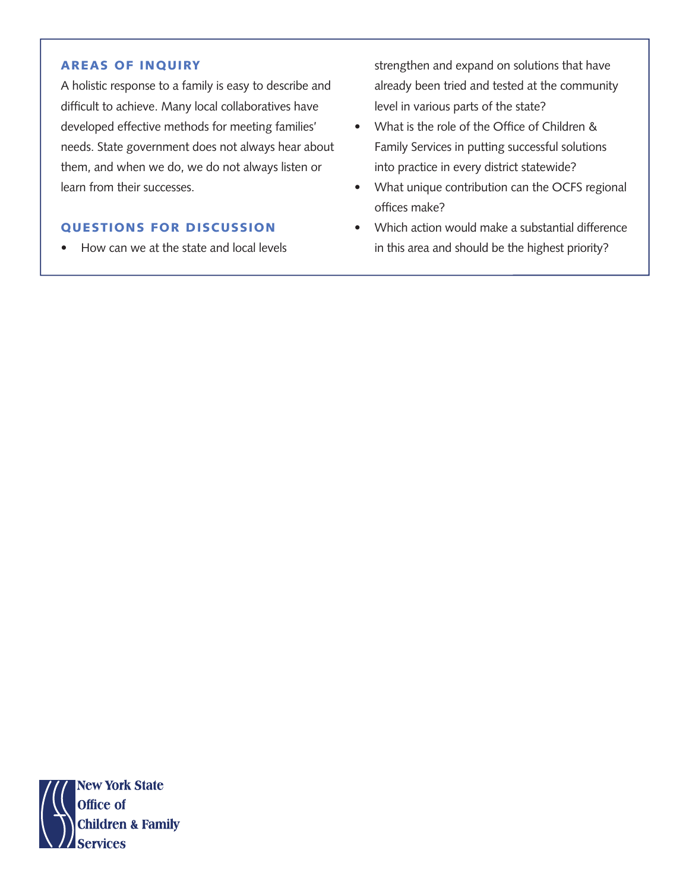## AREAS OF INQUIRY

A holistic response to a family is easy to describe and difficult to achieve. Many local collaboratives have developed effective methods for meeting families' needs. State government does not always hear about them, and when we do, we do not always listen or learn from their successes.

## QUESTIONS FOR DISCUSSION

- How can we at the state and local levels strengthen and expand on solutions that have already been tried and tested at the community level in various parts of the state?
- What is the role of the Office of Children & Family Services in putting successful solutions into practice in every district statewide?
- What unique contribution can the OCFS regional offices make?
- Which action would make a substantial difference in this area and should be the highest priority?

New York State Office of Children & Family Services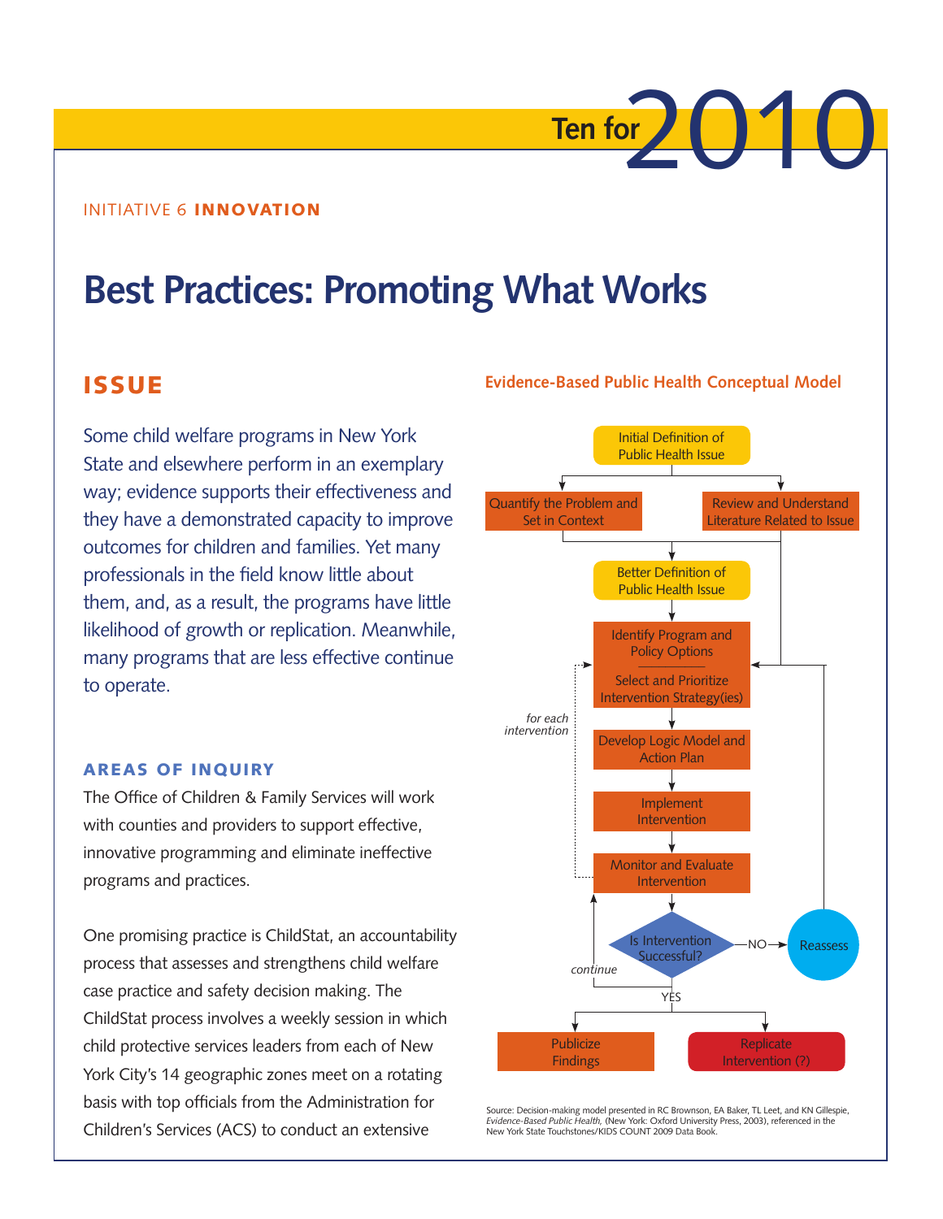# Ten for 2010

INITIATIVE 6 **INNOVATION**

# Best Practices: Promoting What Works

## ISSUE

Some child welfare programs in New York State and elsewhere perform in an exemplary way; evidence supports their effectiveness and they have a demonstrated capacity to improve outcomes for children and families. Yet many professionals in the field know little about them, and, as a result, the programs have little likelihood of growth or replication. Meanwhile, many programs that are less effective continue to operate.

### AREAS OF INQUIRY

The Office of Children & Family Services will work with counties and providers to support effective, innovative programming and eliminate ineffective programs and practices.

One promising practice is ChildStat, an accountability process that assesses and strengthens child welfare case practice and safety decision making. The ChildStat process involves a weekly session in which child protective services leaders from each of New York City's 14 geographic zones meet on a rotating basis with top officials from the Administration for Children's Services (ACS) to conduct an extensive

**Evidence-Based Public Health Conceptual Model**

Initial Definition of Public Health Issue

Quantify the Problem and Set in Context

Review and Understand Literature Related to Issue

Better Definition of Public Health Issue

Identify Program and Policy Options

Select and Prioritize Intervention Strategy(ies)

for each intervention

Develop Logic Model and Action Plan

Implement Intervention

Monitor and Evaluate Intervention

Is Intervention Successful?

NO

Reassess

continue

YES

Publicize Findings

Replicate Intervention (?)

Source: Decision-making model presented in RC Brownson, EA Baker, TL Leet, and KN Gillespie, *Evidence-Based Public Health,* (New York: Oxford University Press, 2003), referenced in the New York State Touchstones/KIDS COUNT 2009 Data Book.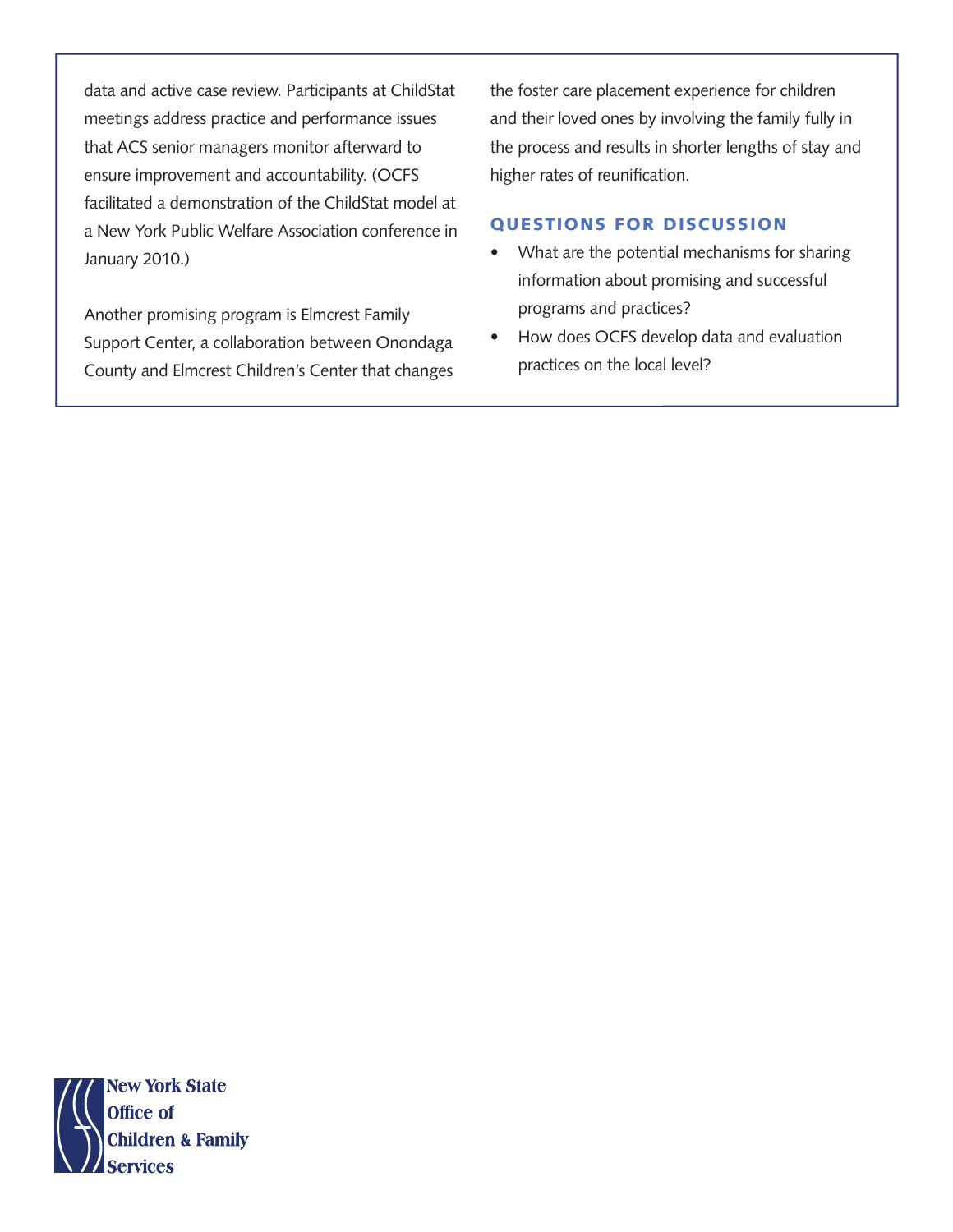data and active case review. Participants at ChildStat meetings address practice and performance issues that ACS senior managers monitor afterward to ensure improvement and accountability. (OCFS facilitated a demonstration of the ChildStat model at a New York Public Welfare Association conference in January 2010.)

Another promising program is Elmcrest Family Support Center, a collaboration between Onondaga County and Elmcrest Children's Center that changes the foster care placement experience for children and their loved ones by involving the family fully in the process and results in shorter lengths of stay and higher rates of reunification.

## QUESTIONS FOR DISCUSSION

- What are the potential mechanisms for sharing information about promising and successful programs and practices?
- How does OCFS develop data and evaluation practices on the local level?

New York State Office of Children & Family Services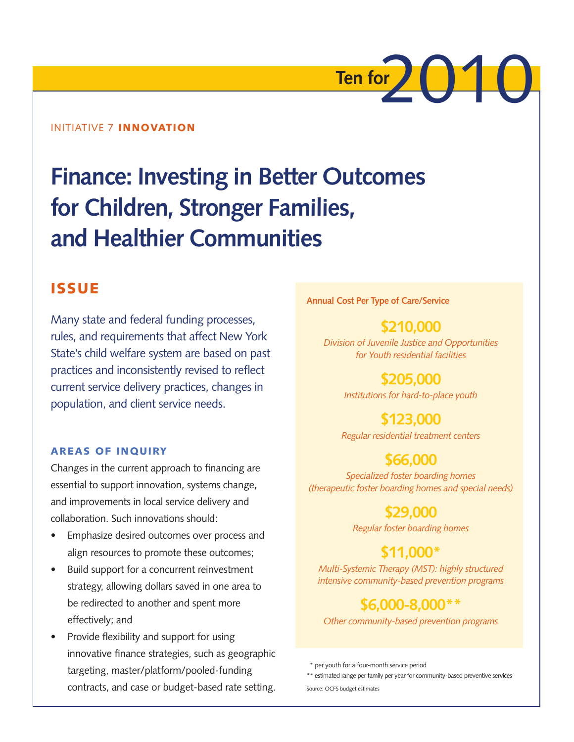Ten for 2010

INITIATIVE 7 **INNOVATION**

# Finance: Investing in Better Outcomes for Children, Stronger Families, and Healthier Communities

## ISSUE

Many state and federal funding processes, rules, and requirements that affect New York State's child welfare system are based on past practices and inconsistently revised to reflect current service delivery practices, changes in population, and client service needs.

### AREAS OF INQUIRY

Changes in the current approach to financing are essential to support innovation, systems change, and improvements in local service delivery and collaboration. Such innovations should:

- Emphasize desired outcomes over process and align resources to promote these outcomes;
- Build support for a concurrent reinvestment strategy, allowing dollars saved in one area to be redirected to another and spent more effectively; and
- Provide flexibility and support for using innovative finance strategies, such as geographic targeting, master/platform/pooled-funding contracts, and case or budget-based rate setting.

**Annual Cost Per Type of Care/Service**

**$210,000**
*Division of Juvenile Justice and Opportunities for Youth residential facilities*

**$205,000**
*Institutions for hard-to-place youth*

**$123,000**
*Regular residential treatment centers*

**$66,000**
*Specialized foster boarding homes (therapeutic foster boarding homes and special needs)*

**$29,000**
*Regular foster boarding homes*

**$11,000***
*Multi-Systemic Therapy (MST): highly structured intensive community-based prevention programs*

**$6,000-8,000****
*Other community-based prevention programs*

\* per youth for a four-month service period

** estimated range per family per year for community-based preventive services

Source: OCFS budget estimates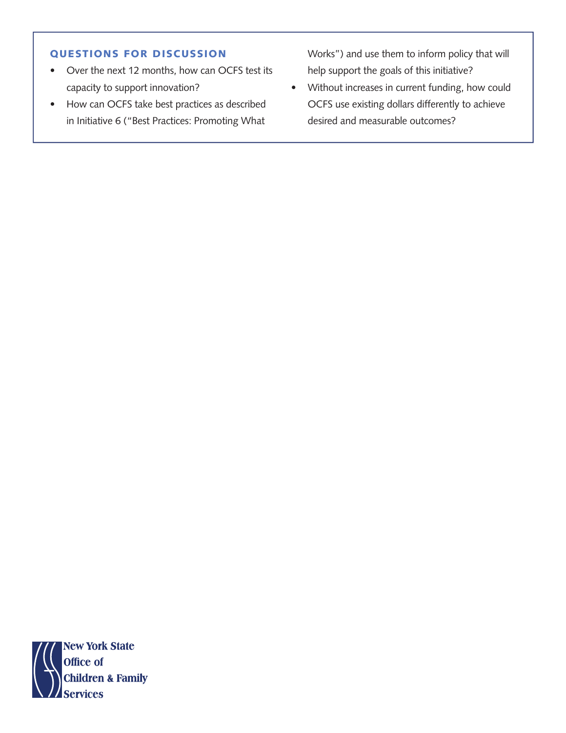### QUESTIONS FOR DISCUSSION

- Over the next 12 months, how can OCFS test its capacity to support innovation?
- How can OCFS take best practices as described in Initiative 6 ("Best Practices: Promoting What Works") and use them to inform policy that will help support the goals of this initiative?
- Without increases in current funding, how could OCFS use existing dollars differently to achieve desired and measurable outcomes?

New York State Office of Children & Family Services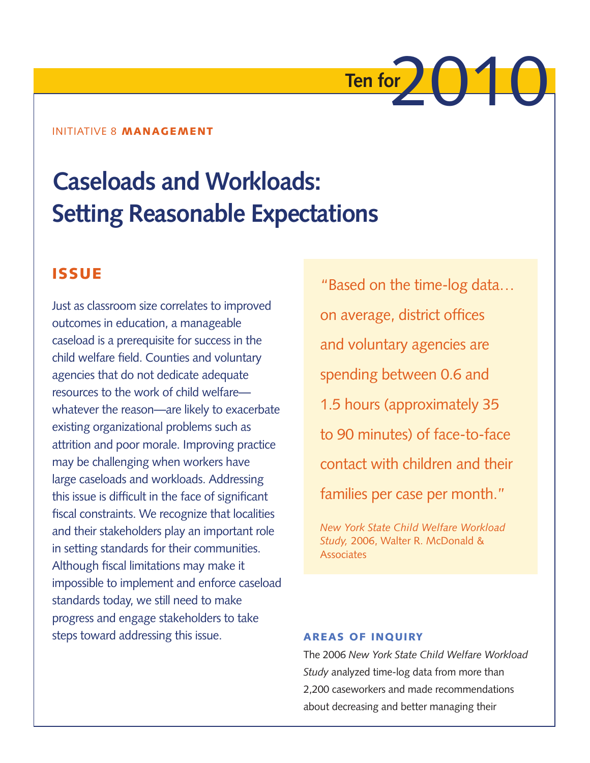Ten for 2010

INITIATIVE 8 **MANAGEMENT**

# Caseloads and Workloads: Setting Reasonable Expectations

## ISSUE

Just as classroom size correlates to improved outcomes in education, a manageable caseload is a prerequisite for success in the child welfare field. Counties and voluntary agencies that do not dedicate adequate resources to the work of child welfare—whatever the reason—are likely to exacerbate existing organizational problems such as attrition and poor morale. Improving practice may be challenging when workers have large caseloads and workloads. Addressing this issue is difficult in the face of significant fiscal constraints. We recognize that localities and their stakeholders play an important role in setting standards for their communities. Although fiscal limitations may make it impossible to implement and enforce caseload standards today, we still need to make progress and engage stakeholders to take steps toward addressing this issue.

> "Based on the time-log data… on average, district offices and voluntary agencies are spending between 0.6 and 1.5 hours (approximately 35 to 90 minutes) of face-to-face contact with children and their families per case per month."
>
> *New York State Child Welfare Workload Study,* 2006, Walter R. McDonald & Associates

### AREAS OF INQUIRY

The 2006 *New York State Child Welfare Workload Study* analyzed time-log data from more than 2,200 caseworkers and made recommendations about decreasing and better managing their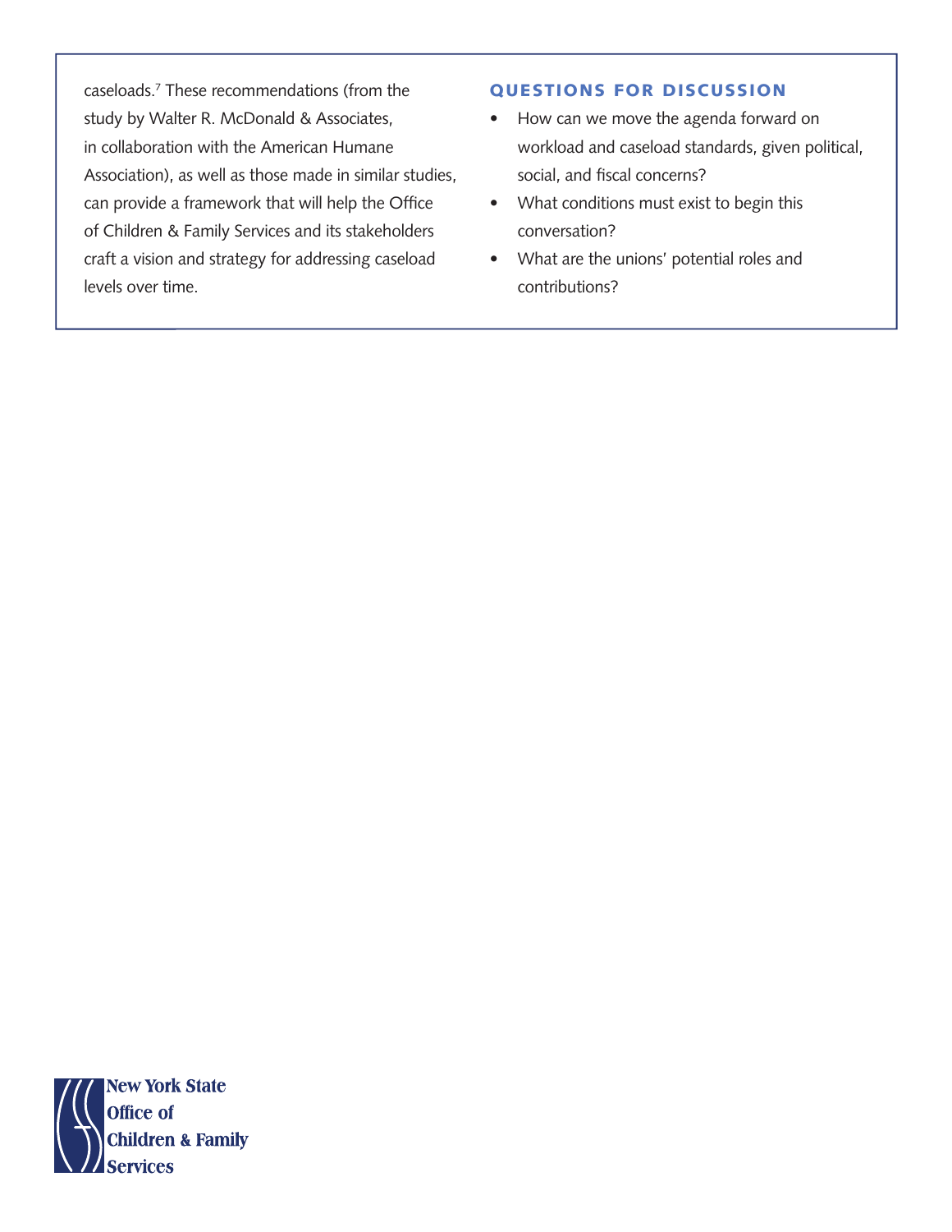caseloads.[7] These recommendations (from the study by Walter R. McDonald & Associates, in collaboration with the American Humane Association), as well as those made in similar studies, can provide a framework that will help the Office of Children & Family Services and its stakeholders craft a vision and strategy for addressing caseload levels over time.

### QUESTIONS FOR DISCUSSION

- How can we move the agenda forward on workload and caseload standards, given political, social, and fiscal concerns?
- What conditions must exist to begin this conversation?
- What are the unions' potential roles and contributions?

New York State Office of Children & Family Services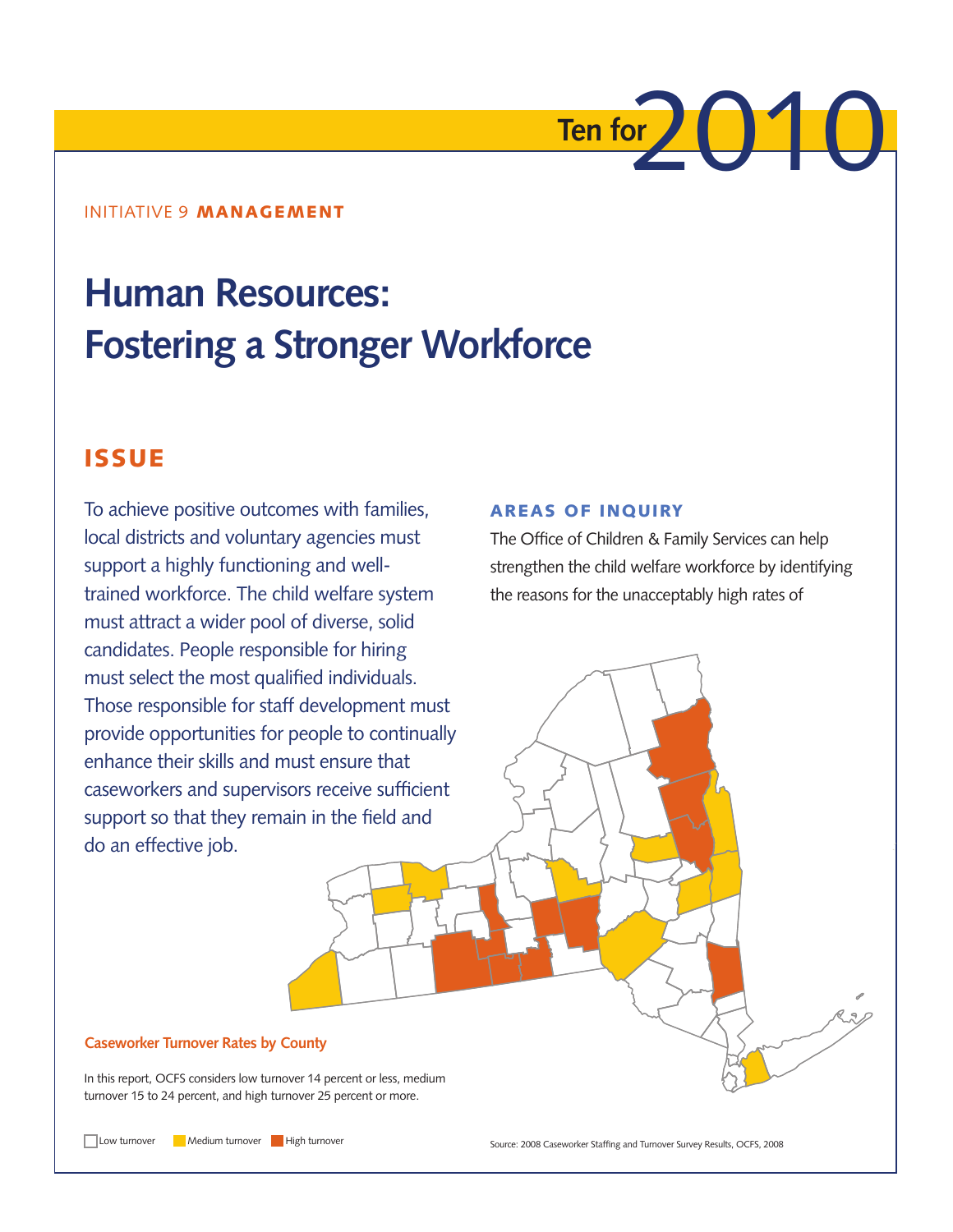INITIATIVE 9 **MANAGEMENT**

# Human Resources: Fostering a Stronger Workforce

## ISSUE

To achieve positive outcomes with families, local districts and voluntary agencies must support a highly functioning and well-trained workforce. The child welfare system must attract a wider pool of diverse, solid candidates. People responsible for hiring must select the most qualified individuals. Those responsible for staff development must provide opportunities for people to continually enhance their skills and must ensure that caseworkers and supervisors receive sufficient support so that they remain in the field and do an effective job.

### AREAS OF INQUIRY

The Office of Children & Family Services can help strengthen the child welfare workforce by identifying the reasons for the unacceptably high rates of

**Caseworker Turnover Rates by County**

In this report, OCFS considers low turnover 14 percent or less, medium turnover 15 to 24 percent, and high turnover 25 percent or more.

Low turnover
Medium turnover
High turnover

Source: 2008 Caseworker Staffing and Turnover Survey Results, OCFS, 2008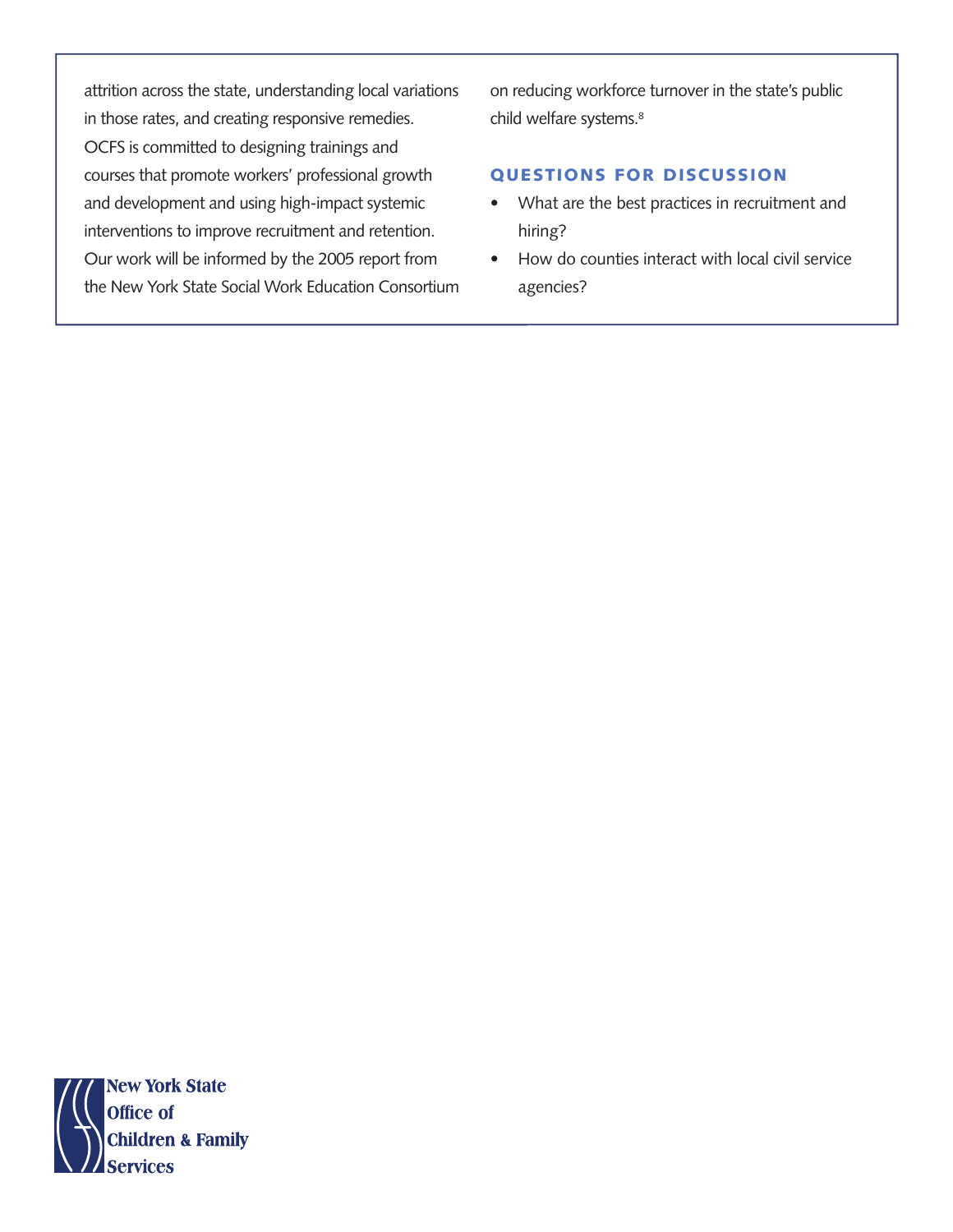attrition across the state, understanding local variations in those rates, and creating responsive remedies. OCFS is committed to designing trainings and courses that promote workers' professional growth and development and using high-impact systemic interventions to improve recruitment and retention. Our work will be informed by the 2005 report from the New York State Social Work Education Consortium on reducing workforce turnover in the state's public child welfare systems.[8]

### QUESTIONS FOR DISCUSSION

- What are the best practices in recruitment and hiring?
- How do counties interact with local civil service agencies?

New York State Office of Children & Family Services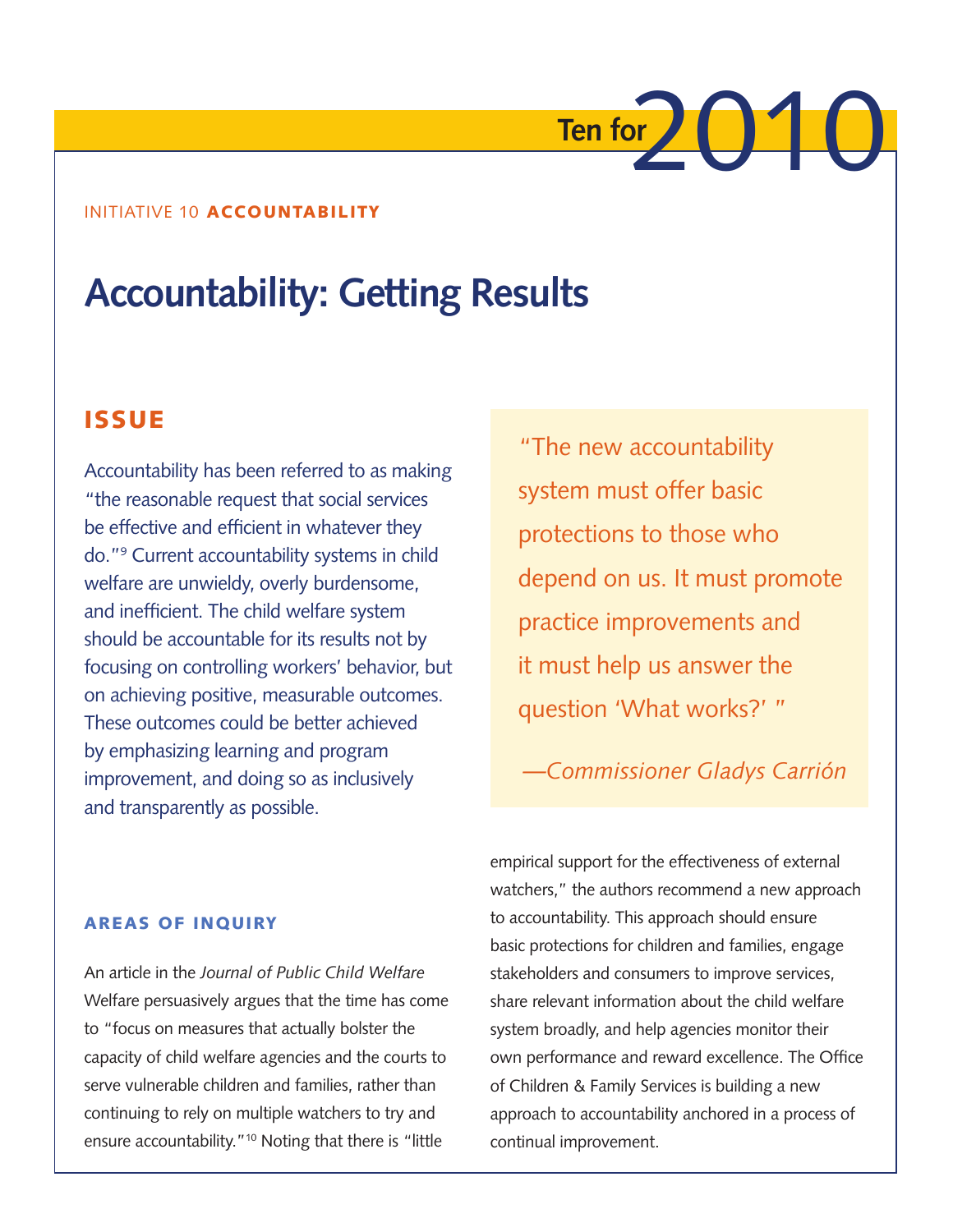Ten for 2010

INITIATIVE 10 **ACCOUNTABILITY**

# Accountability: Getting Results

## ISSUE

Accountability has been referred to as making "the reasonable request that social services be effective and efficient in whatever they do."[9] Current accountability systems in child welfare are unwieldy, overly burdensome, and inefficient. The child welfare system should be accountable for its results not by focusing on controlling workers' behavior, but on achieving positive, measurable outcomes. These outcomes could be better achieved by emphasizing learning and program improvement, and doing so as inclusively and transparently as possible.

> "The new accountability system must offer basic protections to those who depend on us. It must promote practice improvements and it must help us answer the question 'What works?' "
>
> *—Commissioner Gladys Carrión*

### AREAS OF INQUIRY

An article in the *Journal of Public Child Welfare* Welfare persuasively argues that the time has come to "focus on measures that actually bolster the capacity of child welfare agencies and the courts to serve vulnerable children and families, rather than continuing to rely on multiple watchers to try and ensure accountability."[10] Noting that there is "little empirical support for the effectiveness of external watchers," the authors recommend a new approach to accountability. This approach should ensure basic protections for children and families, engage stakeholders and consumers to improve services, share relevant information about the child welfare system broadly, and help agencies monitor their own performance and reward excellence. The Office of Children & Family Services is building a new approach to accountability anchored in a process of continual improvement.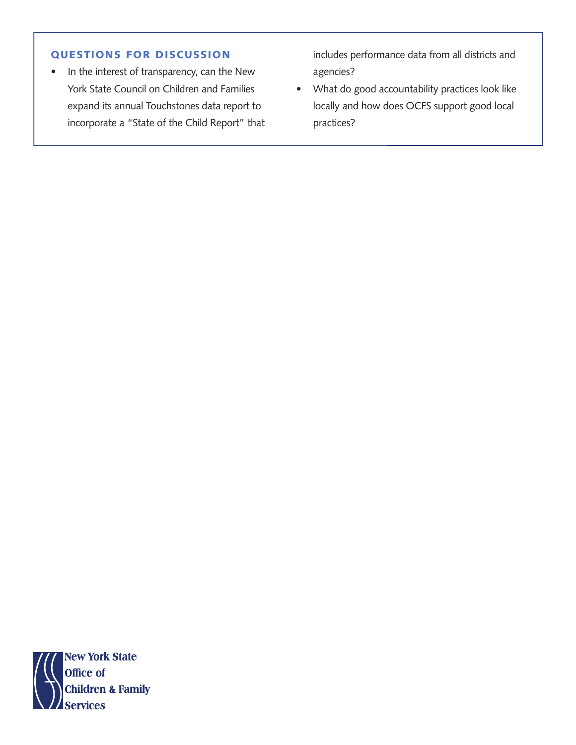### QUESTIONS FOR DISCUSSION

- In the interest of transparency, can the New York State Council on Children and Families expand its annual Touchstones data report to incorporate a "State of the Child Report" that includes performance data from all districts and agencies?
- What do good accountability practices look like locally and how does OCFS support good local practices?

New York State
Office of
Children & Family
Services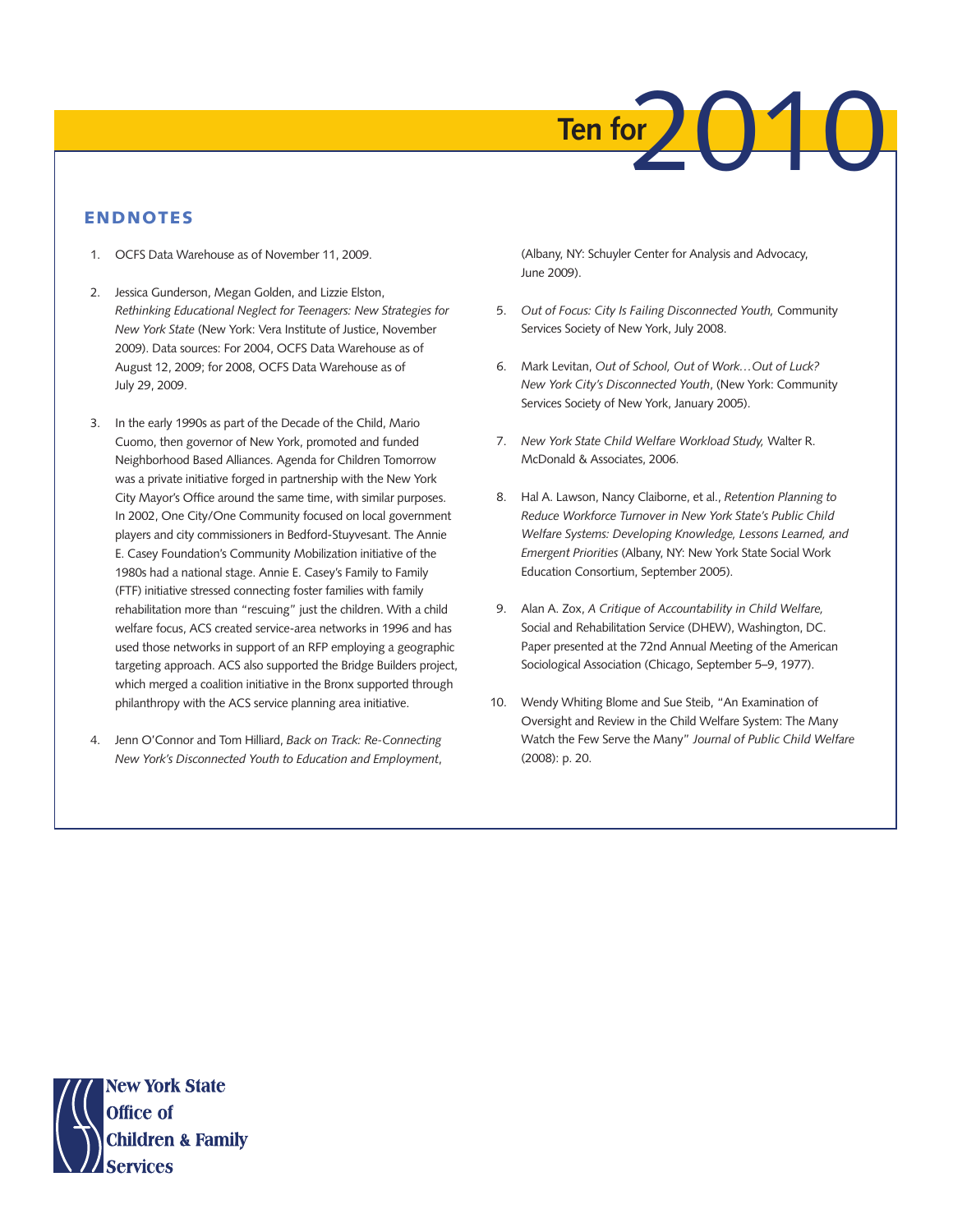## ENDNOTES

1. OCFS Data Warehouse as of November 11, 2009.

2. Jessica Gunderson, Megan Golden, and Lizzie Elston, *Rethinking Educational Neglect for Teenagers: New Strategies for New York State* (New York: Vera Institute of Justice, November 2009). Data sources: For 2004, OCFS Data Warehouse as of August 12, 2009; for 2008, OCFS Data Warehouse as of July 29, 2009.

3. In the early 1990s as part of the Decade of the Child, Mario Cuomo, then governor of New York, promoted and funded Neighborhood Based Alliances. Agenda for Children Tomorrow was a private initiative forged in partnership with the New York City Mayor's Office around the same time, with similar purposes. In 2002, One City/One Community focused on local government players and city commissioners in Bedford-Stuyvesant. The Annie E. Casey Foundation's Community Mobilization initiative of the 1980s had a national stage. Annie E. Casey's Family to Family (FTF) initiative stressed connecting foster families with family rehabilitation more than "rescuing" just the children. With a child welfare focus, ACS created service-area networks in 1996 and has used those networks in support of an RFP employing a geographic targeting approach. ACS also supported the Bridge Builders project, which merged a coalition initiative in the Bronx supported through philanthropy with the ACS service planning area initiative.

4. Jenn O'Connor and Tom Hilliard, *Back on Track: Re-Connecting New York's Disconnected Youth to Education and Employment*, (Albany, NY: Schuyler Center for Analysis and Advocacy, June 2009).

5. *Out of Focus: City Is Failing Disconnected Youth,* Community Services Society of New York, July 2008.

6. Mark Levitan, *Out of School, Out of Work…Out of Luck? New York City's Disconnected Youth*, (New York: Community Services Society of New York, January 2005).

7. *New York State Child Welfare Workload Study,* Walter R. McDonald & Associates, 2006.

8. Hal A. Lawson, Nancy Claiborne, et al., *Retention Planning to Reduce Workforce Turnover in New York State's Public Child Welfare Systems: Developing Knowledge, Lessons Learned, and Emergent Priorities* (Albany, NY: New York State Social Work Education Consortium, September 2005).

9. Alan A. Zox, *A Critique of Accountability in Child Welfare,* Social and Rehabilitation Service (DHEW), Washington, DC. Paper presented at the 72nd Annual Meeting of the American Sociological Association (Chicago, September 5–9, 1977).

10. Wendy Whiting Blome and Sue Steib, "An Examination of Oversight and Review in the Child Welfare System: The Many Watch the Few Serve the Many" *Journal of Public Child Welfare* (2008): p. 20.

New York State Office of Children & Family Services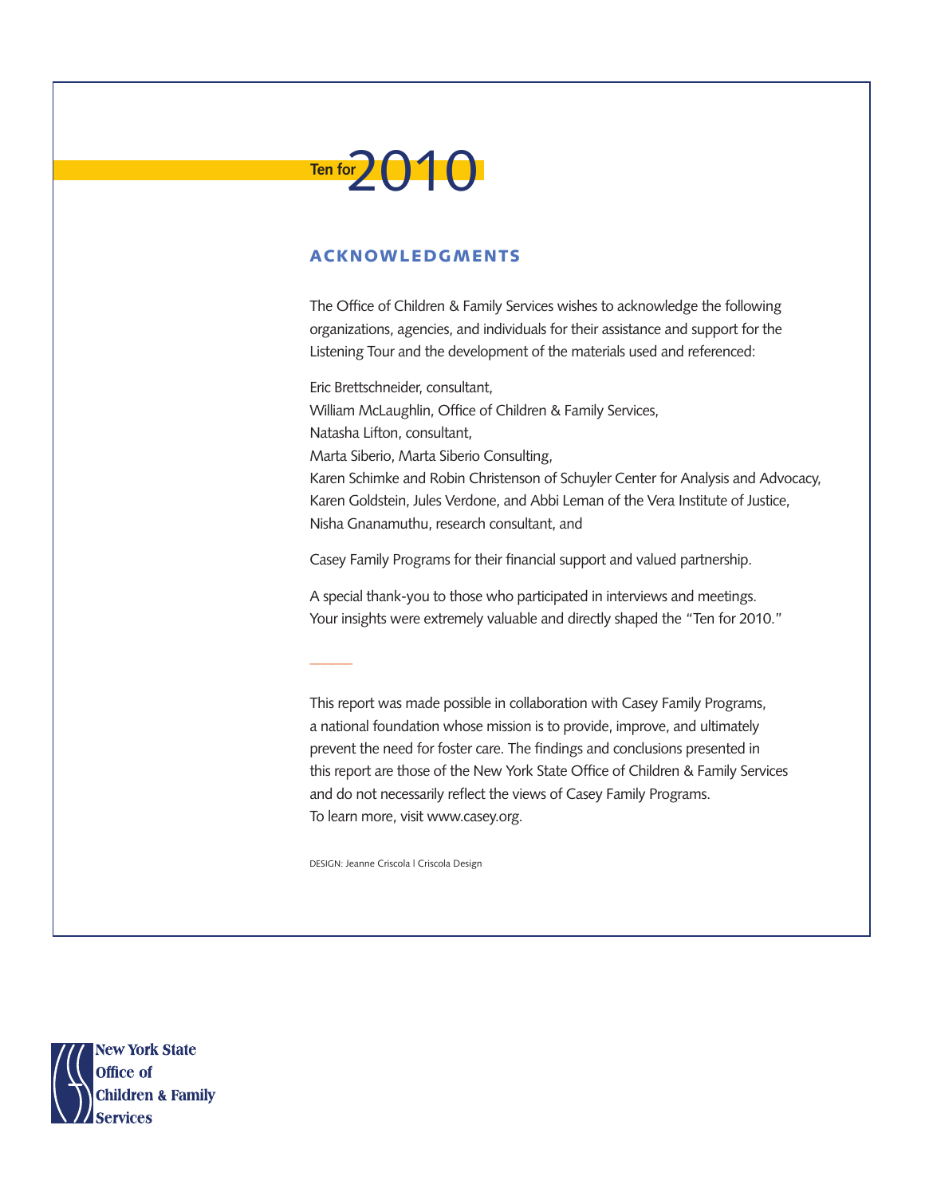Ten for 2010

## ACKNOWLEDGMENTS

The Office of Children & Family Services wishes to acknowledge the following organizations, agencies, and individuals for their assistance and support for the Listening Tour and the development of the materials used and referenced:

Eric Brettschneider, consultant,
William McLaughlin, Office of Children & Family Services,
Natasha Lifton, consultant,
Marta Siberio, Marta Siberio Consulting,
Karen Schimke and Robin Christenson of Schuyler Center for Analysis and Advocacy,
Karen Goldstein, Jules Verdone, and Abbi Leman of the Vera Institute of Justice,
Nisha Gnanamuthu, research consultant, and

Casey Family Programs for their financial support and valued partnership.

A special thank-you to those who participated in interviews and meetings. Your insights were extremely valuable and directly shaped the "Ten for 2010."

---

This report was made possible in collaboration with Casey Family Programs, a national foundation whose mission is to provide, improve, and ultimately prevent the need for foster care. The findings and conclusions presented in this report are those of the New York State Office of Children & Family Services and do not necessarily reflect the views of Casey Family Programs. To learn more, visit www.casey.org.

DESIGN: Jeanne Criscola | Criscola Design

New York State Office of Children & Family Services